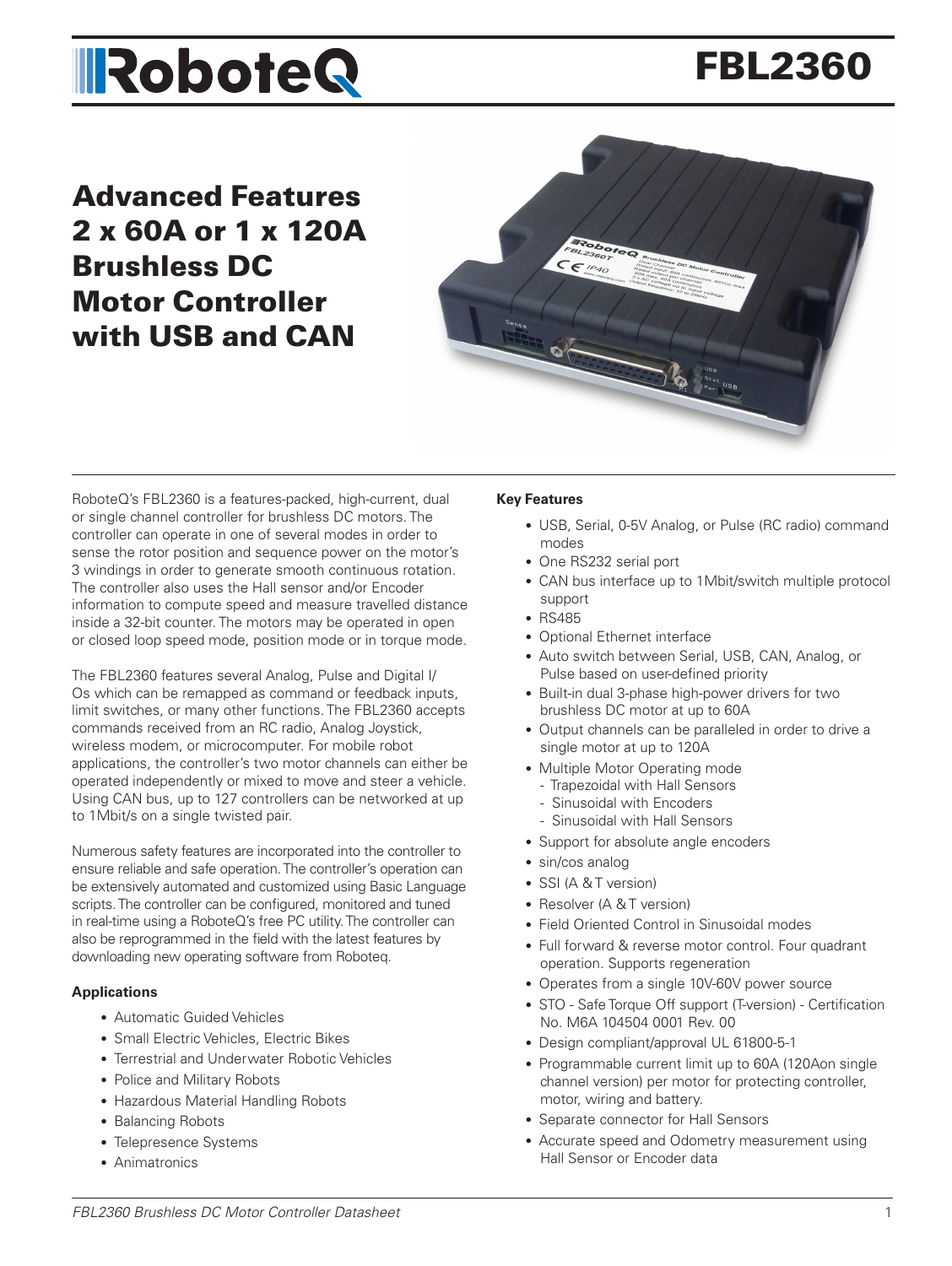# RoboteQ FBL2360

## Advanced Features 2 x 60A or 1 x 120A Brushless DC Motor Controller with USB and CAN

RoboteQ's FBL2360 is a features-packed, high-current, dual or single channel controller for brushless DC motors. The controller can operate in one of several modes in order to sense the rotor position and sequence power on the motor's 3 windings in order to generate smooth continuous rotation. The controller also uses the Hall sensor and/or Encoder information to compute speed and measure travelled distance inside a 32-bit counter. The motors may be operated in open or closed loop speed mode, position mode or in torque mode.

The FBL2360 features several Analog, Pulse and Digital I/Os which can be remapped as command or feedback inputs, limit switches, or many other functions. The FBL2360 accepts commands received from an RC radio, Analog Joystick, wireless modem, or microcomputer. For mobile robot applications, the controller's two motor channels can either be operated independently or mixed to move and steer a vehicle. Using CAN bus, up to 127 controllers can be networked at up to 1Mbit/s on a single twisted pair.

Numerous safety features are incorporated into the controller to ensure reliable and safe operation. The controller's operation can be extensively automated and customized using Basic Language scripts. The controller can be configured, monitored and tuned in real-time using a RoboteQ's free PC utility. The controller can also be reprogrammed in the field with the latest features by downloading new operating software from Roboteq.

### Applications

- Automatic Guided Vehicles
- Small Electric Vehicles, Electric Bikes
- Terrestrial and Underwater Robotic Vehicles
- Police and Military Robots
- Hazardous Material Handling Robots
- Balancing Robots
- Telepresence Systems
- Animatronics

### Key Features

- USB, Serial, 0-5V Analog, or Pulse (RC radio) command modes
- One RS232 serial port
- CAN bus interface up to 1Mbit/switch multiple protocol support
- RS485
- Optional Ethernet interface
- Auto switch between Serial, USB, CAN, Analog, or Pulse based on user-defined priority
- Built-in dual 3-phase high-power drivers for two brushless DC motor at up to 60A
- Output channels can be paralleled in order to drive a single motor at up to 120A
- Multiple Motor Operating mode
  - Trapezoidal with Hall Sensors
  - Sinusoidal with Encoders
  - Sinusoidal with Hall Sensors
- Support for absolute angle encoders
- sin/cos analog
- SSI (A & T version)
- Resolver (A & T version)
- Field Oriented Control in Sinusoidal modes
- Full forward & reverse motor control. Four quadrant operation. Supports regeneration
- Operates from a single 10V-60V power source
- STO - Safe Torque Off support (T-version) - Certification No. M6A 104504 0001 Rev. 00
- Design compliant/approval UL 61800-5-1
- Programmable current limit up to 60A (120Aon single channel version) per motor for protecting controller, motor, wiring and battery.
- Separate connector for Hall Sensors
- Accurate speed and Odometry measurement using Hall Sensor or Encoder data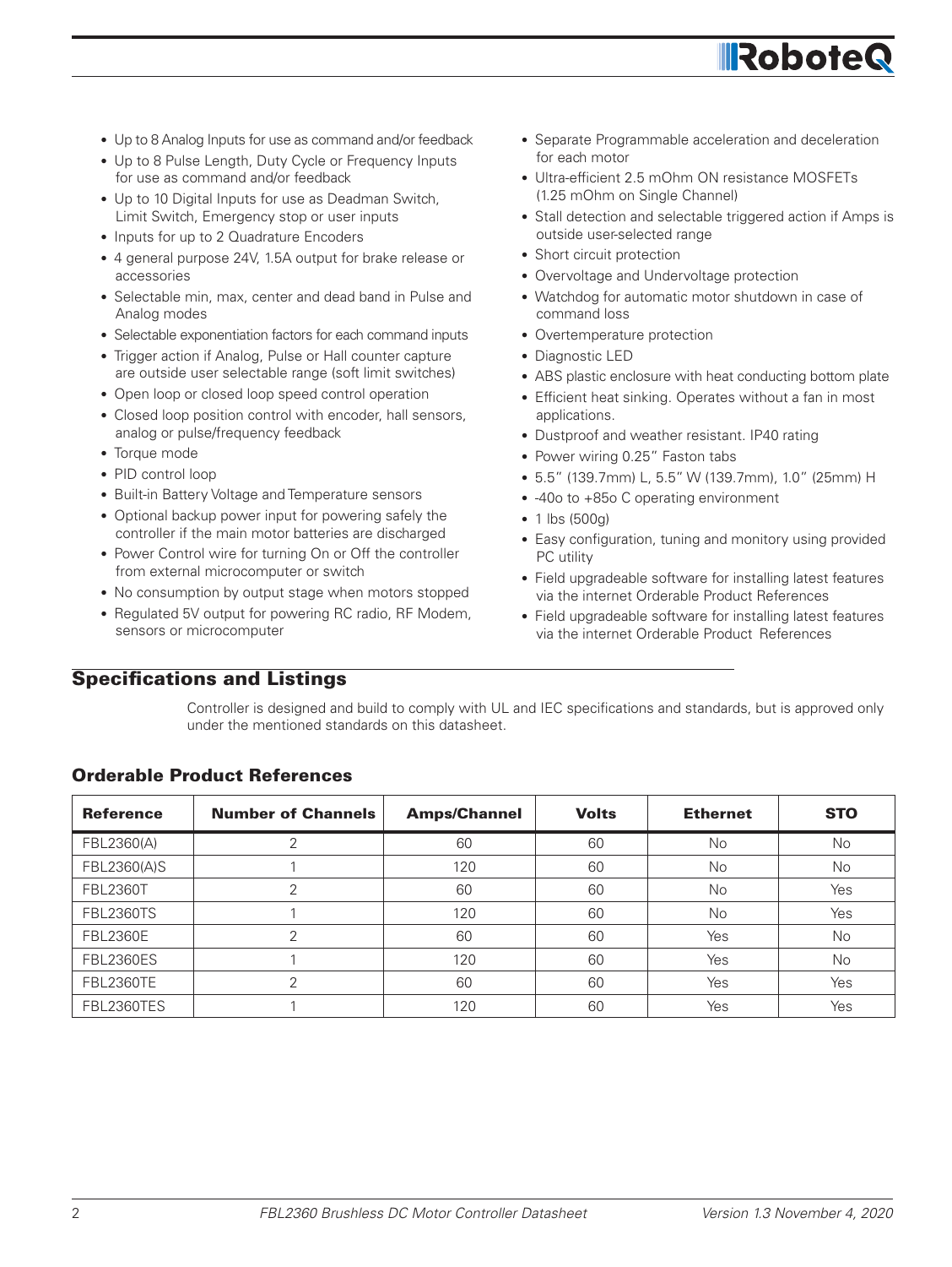- Up to 8 Analog Inputs for use as command and/or feedback
- Up to 8 Pulse Length, Duty Cycle or Frequency Inputs for use as command and/or feedback
- Up to 10 Digital Inputs for use as Deadman Switch, Limit Switch, Emergency stop or user inputs
- Inputs for up to 2 Quadrature Encoders
- 4 general purpose 24V, 1.5A output for brake release or accessories
- Selectable min, max, center and dead band in Pulse and Analog modes
- Selectable exponentiation factors for each command inputs
- Trigger action if Analog, Pulse or Hall counter capture are outside user selectable range (soft limit switches)
- Open loop or closed loop speed control operation
- Closed loop position control with encoder, hall sensors, analog or pulse/frequency feedback
- Torque mode
- PID control loop
- Built-in Battery Voltage and Temperature sensors
- Optional backup power input for powering safely the controller if the main motor batteries are discharged
- Power Control wire for turning On or Off the controller from external microcomputer or switch
- No consumption by output stage when motors stopped
- Regulated 5V output for powering RC radio, RF Modem, sensors or microcomputer
- Separate Programmable acceleration and deceleration for each motor
- Ultra-efficient 2.5 mOhm ON resistance MOSFETs (1.25 mOhm on Single Channel)
- Stall detection and selectable triggered action if Amps is outside user-selected range
- Short circuit protection
- Overvoltage and Undervoltage protection
- Watchdog for automatic motor shutdown in case of command loss
- Overtemperature protection
- Diagnostic LED
- ABS plastic enclosure with heat conducting bottom plate
- Efficient heat sinking. Operates without a fan in most applications.
- Dustproof and weather resistant. IP40 rating
- Power wiring 0.25" Faston tabs
- 5.5" (139.7mm) L, 5.5" W (139.7mm), 1.0" (25mm) H
- -40o to +85o C operating environment
- 1 lbs (500g)
- Easy configuration, tuning and monitory using provided PC utility
- Field upgradeable software for installing latest features via the internet Orderable Product References
- Field upgradeable software for installing latest features via the internet Orderable Product References

## Specifications and Listings

Controller is designed and build to comply with UL and IEC specifications and standards, but is approved only under the mentioned standards on this datasheet.

### Orderable Product References

| Reference | Number of Channels | Amps/Channel | Volts | Ethernet | STO |
|---|---|---|---|---|---|
| FBL2360(A) | 2 | 60 | 60 | No | No |
| FBL2360(A)S | 1 | 120 | 60 | No | No |
| FBL2360T | 2 | 60 | 60 | No | Yes |
| FBL2360TS | 1 | 120 | 60 | No | Yes |
| FBL2360E | 2 | 60 | 60 | Yes | No |
| FBL2360ES | 1 | 120 | 60 | Yes | No |
| FBL2360TE | 2 | 60 | 60 | Yes | Yes |
| FBL2360TES | 1 | 120 | 60 | Yes | Yes |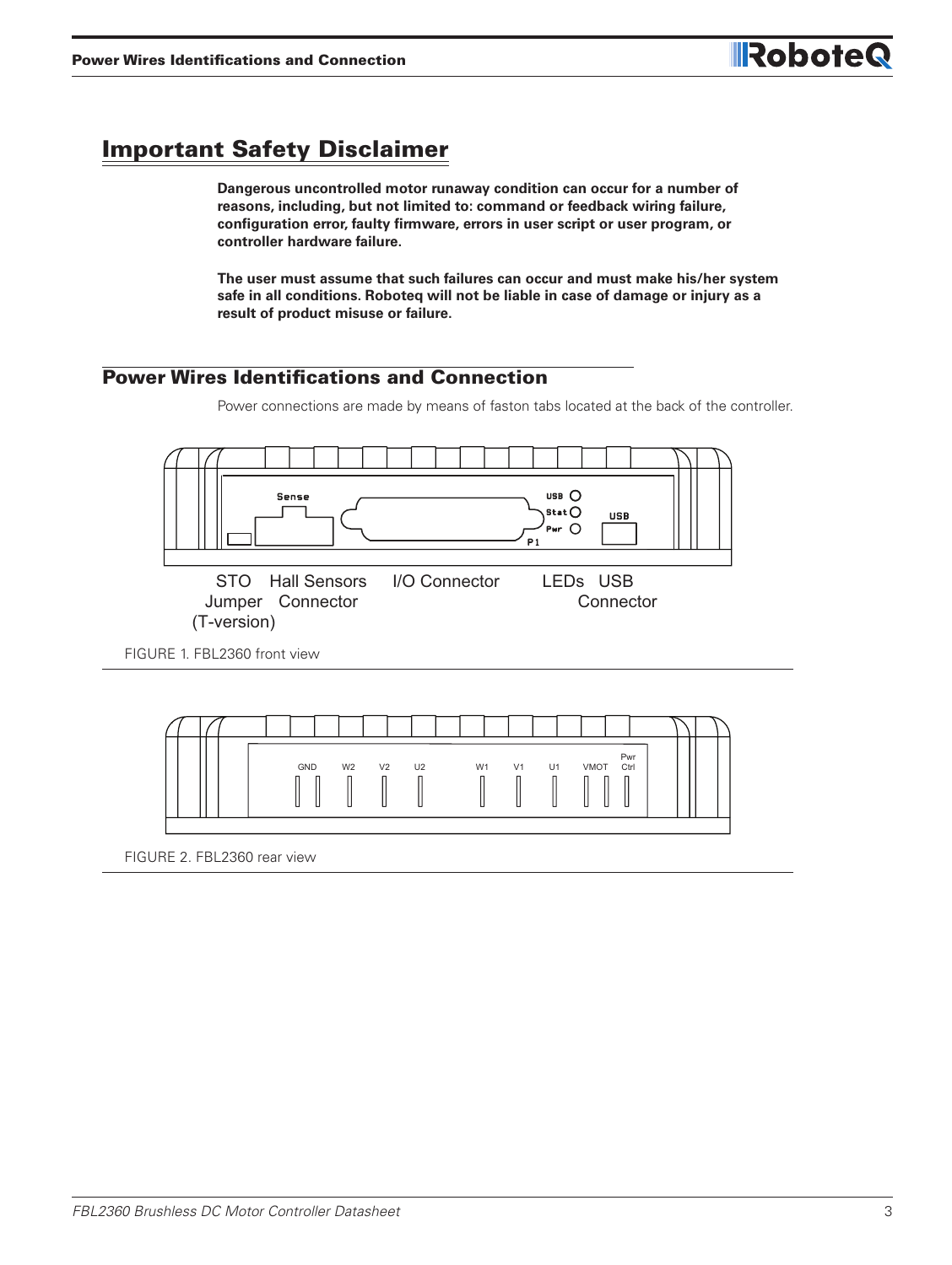## Important Safety Disclaimer

**Dangerous uncontrolled motor runaway condition can occur for a number of reasons, including, but not limited to: command or feedback wiring failure, configuration error, faulty firmware, errors in user script or user program, or controller hardware failure.**

**The user must assume that such failures can occur and must make his/her system safe in all conditions. Roboteq will not be liable in case of damage or injury as a result of product misuse or failure.**

## Power Wires Identifications and Connection

Power connections are made by means of faston tabs located at the back of the controller.

STO Jumper (T-version) Hall Sensors Connector I/O Connector LEDs USB Connector

FIGURE 1. FBL2360 front view

GND W2 V2 U2 W1 V1 U1 VMOT Pwr Ctrl

FIGURE 2. FBL2360 rear view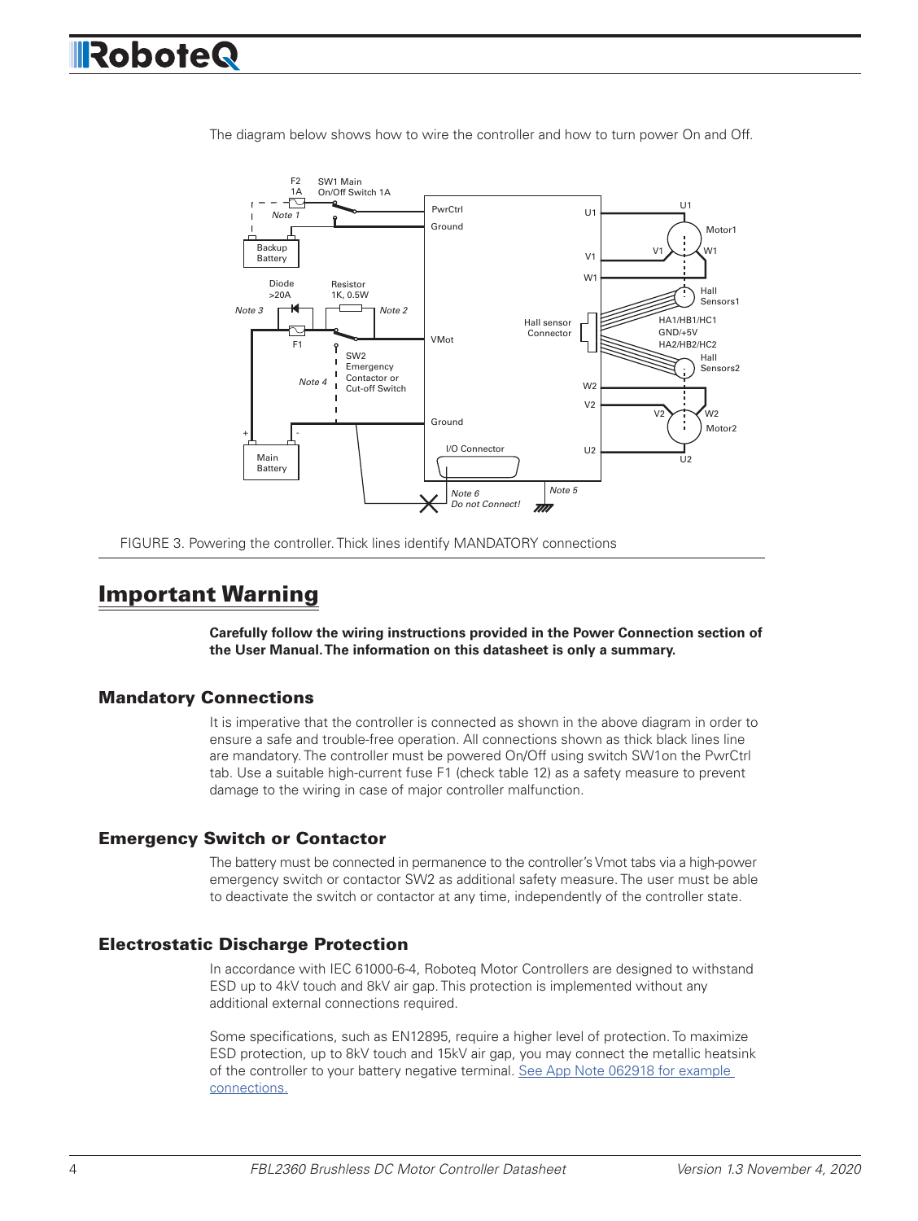The diagram below shows how to wire the controller and how to turn power On and Off.

FIGURE 3. Powering the controller. Thick lines identify MANDATORY connections

# Important Warning

**Carefully follow the wiring instructions provided in the Power Connection section of the User Manual. The information on this datasheet is only a summary.**

## Mandatory Connections

It is imperative that the controller is connected as shown in the above diagram in order to ensure a safe and trouble-free operation. All connections shown as thick black lines line are mandatory. The controller must be powered On/Off using switch SW1on the PwrCtrl tab. Use a suitable high-current fuse F1 (check table 12) as a safety measure to prevent damage to the wiring in case of major controller malfunction.

## Emergency Switch or Contactor

The battery must be connected in permanence to the controller's Vmot tabs via a high-power emergency switch or contactor SW2 as additional safety measure. The user must be able to deactivate the switch or contactor at any time, independently of the controller state.

## Electrostatic Discharge Protection

In accordance with IEC 61000-6-4, Roboteq Motor Controllers are designed to withstand ESD up to 4kV touch and 8kV air gap. This protection is implemented without any additional external connections required.

Some specifications, such as EN12895, require a higher level of protection. To maximize ESD protection, up to 8kV touch and 15kV air gap, you may connect the metallic heatsink of the controller to your battery negative terminal. See App Note 062918 for example connections.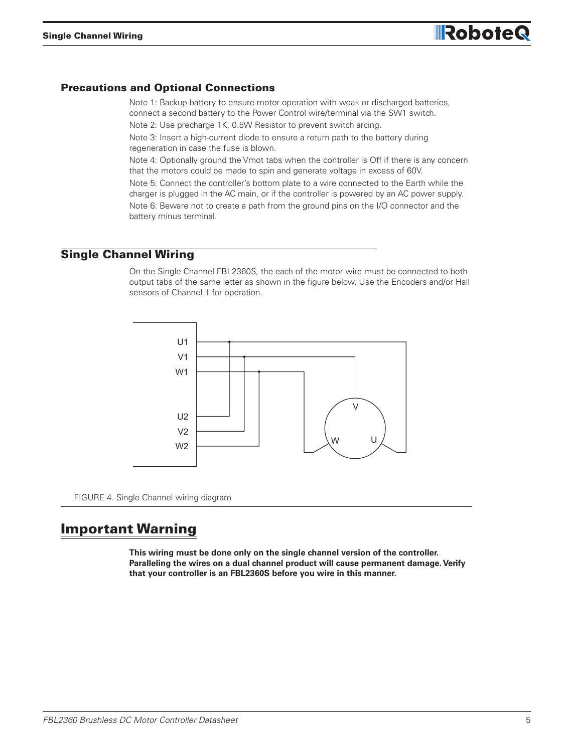## Precautions and Optional Connections

Note 1: Backup battery to ensure motor operation with weak or discharged batteries, connect a second battery to the Power Control wire/terminal via the SW1 switch.

Note 2: Use precharge 1K, 0.5W Resistor to prevent switch arcing.

Note 3: Insert a high-current diode to ensure a return path to the battery during regeneration in case the fuse is blown.

Note 4: Optionally ground the Vmot tabs when the controller is Off if there is any concern that the motors could be made to spin and generate voltage in excess of 60V.

Note 5: Connect the controller's bottom plate to a wire connected to the Earth while the charger is plugged in the AC main, or if the controller is powered by an AC power supply.

Note 6: Beware not to create a path from the ground pins on the I/O connector and the battery minus terminal.

## Single Channel Wiring

On the Single Channel FBL2360S, the each of the motor wire must be connected to both output tabs of the same letter as shown in the figure below. Use the Encoders and/or Hall sensors of Channel 1 for operation.

FIGURE 4. Single Channel wiring diagram

# Important Warning

**This wiring must be done only on the single channel version of the controller. Paralleling the wires on a dual channel product will cause permanent damage. Verify that your controller is an FBL2360S before you wire in this manner.**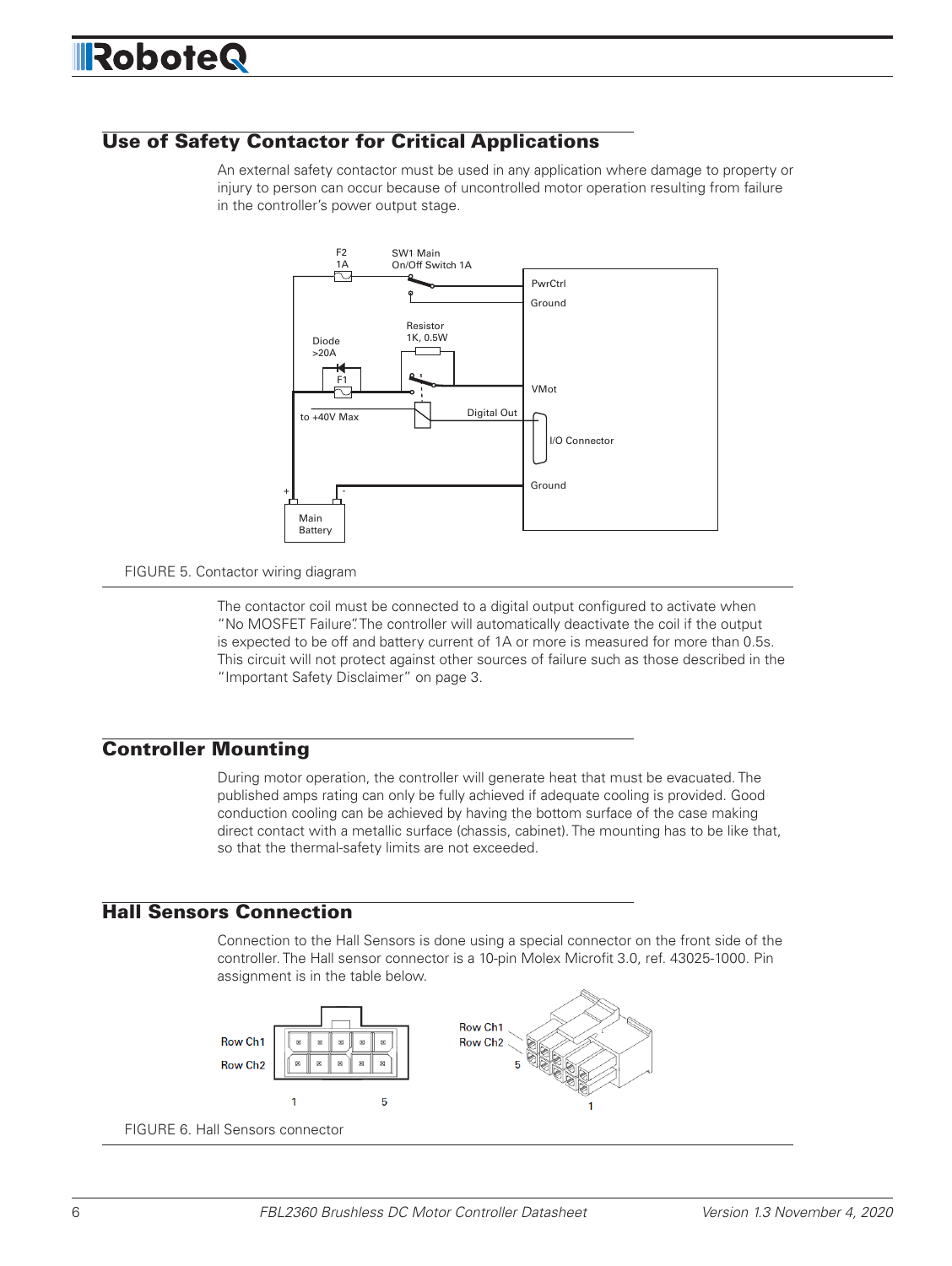## Use of Safety Contactor for Critical Applications

An external safety contactor must be used in any application where damage to property or injury to person can occur because of uncontrolled motor operation resulting from failure in the controller's power output stage.

FIGURE 5. Contactor wiring diagram

The contactor coil must be connected to a digital output configured to activate when "No MOSFET Failure". The controller will automatically deactivate the coil if the output is expected to be off and battery current of 1A or more is measured for more than 0.5s. This circuit will not protect against other sources of failure such as those described in the "Important Safety Disclaimer" on page 3.

## Controller Mounting

During motor operation, the controller will generate heat that must be evacuated. The published amps rating can only be fully achieved if adequate cooling is provided. Good conduction cooling can be achieved by having the bottom surface of the case making direct contact with a metallic surface (chassis, cabinet). The mounting has to be like that, so that the thermal-safety limits are not exceeded.

## Hall Sensors Connection

Connection to the Hall Sensors is done using a special connector on the front side of the controller. The Hall sensor connector is a 10-pin Molex Microfit 3.0, ref. 43025-1000. Pin assignment is in the table below.

FIGURE 6. Hall Sensors connector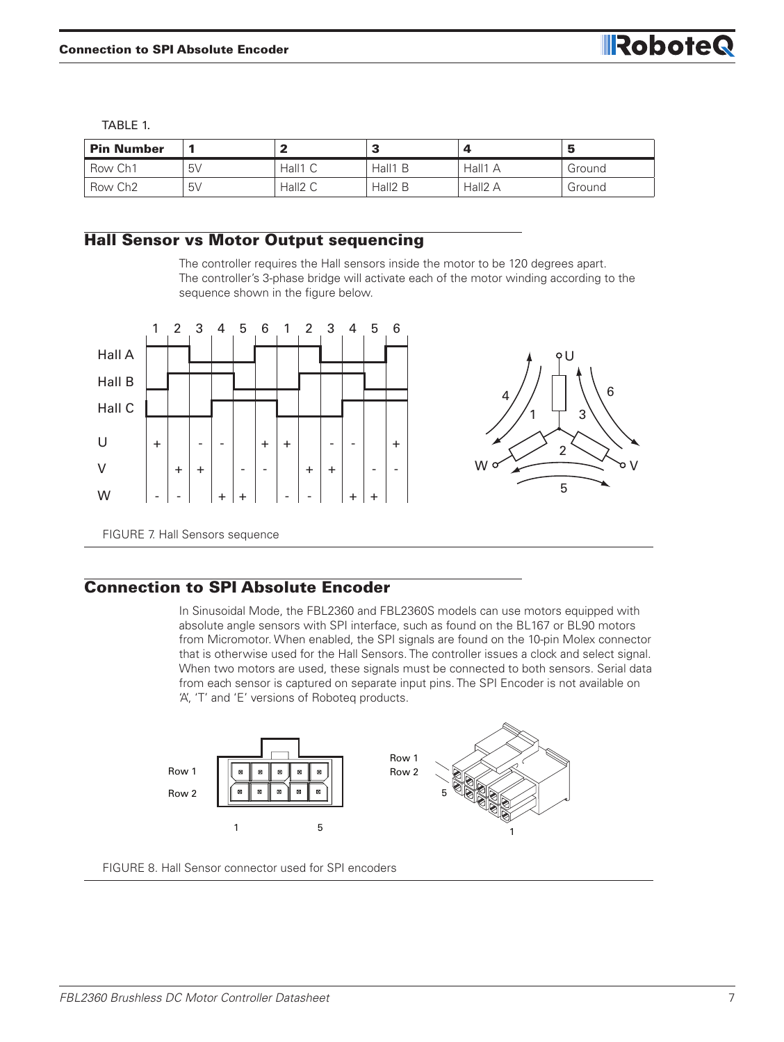TABLE 1.

| Pin Number | 1 | 2 | 3 | 4 | 5 |
|---|---|---|---|---|---|
| Row Ch1 | 5V | Hall1 C | Hall1 B | Hall1 A | Ground |
| Row Ch2 | 5V | Hall2 C | Hall2 B | Hall2 A | Ground |

## Hall Sensor vs Motor Output sequencing

The controller requires the Hall sensors inside the motor to be 120 degrees apart. The controller's 3-phase bridge will activate each of the motor winding according to the sequence shown in the figure below.

FIGURE 7. Hall Sensors sequence

## Connection to SPI Absolute Encoder

In Sinusoidal Mode, the FBL2360 and FBL2360S models can use motors equipped with absolute angle sensors with SPI interface, such as found on the BL167 or BL90 motors from Micromotor. When enabled, the SPI signals are found on the 10-pin Molex connector that is otherwise used for the Hall Sensors. The controller issues a clock and select signal. When two motors are used, these signals must be connected to both sensors. Serial data from each sensor is captured on separate input pins. The SPI Encoder is not available on 'A', 'T' and 'E' versions of Roboteq products.

FIGURE 8. Hall Sensor connector used for SPI encoders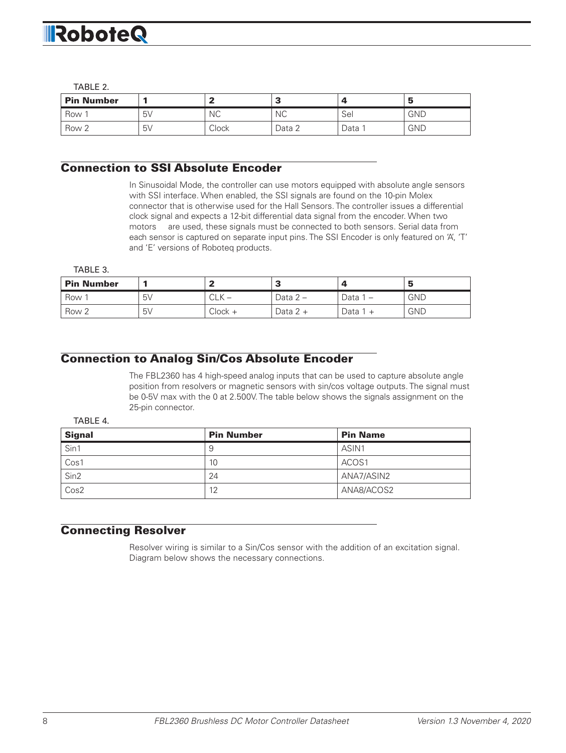TABLE 2.

| Pin Number | 1 | 2 | 3 | 4 | 5 |
|---|---|---|---|---|---|
| Row 1 | 5V | NC | NC | Sel | GND |
| Row 2 | 5V | Clock | Data 2 | Data 1 | GND |

## Connection to SSI Absolute Encoder

In Sinusoidal Mode, the controller can use motors equipped with absolute angle sensors with SSI interface. When enabled, the SSI signals are found on the 10-pin Molex connector that is otherwise used for the Hall Sensors. The controller issues a differential clock signal and expects a 12-bit differential data signal from the encoder. When two motors are used, these signals must be connected to both sensors. Serial data from each sensor is captured on separate input pins. The SSI Encoder is only featured on 'A', 'T' and 'E' versions of Roboteq products.

TABLE 3.

| Pin Number | 1 | 2 | 3 | 4 | 5 |
|---|---|---|---|---|---|
| Row 1 | 5V | CLK – | Data 2 – | Data 1 – | GND |
| Row 2 | 5V | Clock + | Data 2 + | Data 1 + | GND |

## Connection to Analog Sin/Cos Absolute Encoder

The FBL2360 has 4 high-speed analog inputs that can be used to capture absolute angle position from resolvers or magnetic sensors with sin/cos voltage outputs. The signal must be 0-5V max with the 0 at 2.500V. The table below shows the signals assignment on the 25-pin connector.

TABLE 4.

| Signal | Pin Number | Pin Name |
|---|---|---|
| Sin1 | 9 | ASIN1 |
| Cos1 | 10 | ACOS1 |
| Sin2 | 24 | ANA7/ASIN2 |
| Cos2 | 12 | ANA8/ACOS2 |

## Connecting Resolver

Resolver wiring is similar to a Sin/Cos sensor with the addition of an excitation signal. Diagram below shows the necessary connections.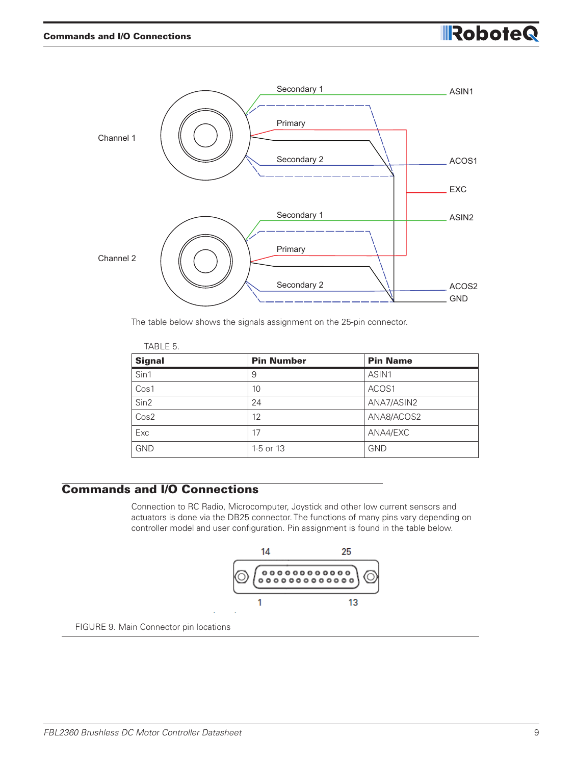The table below shows the signals assignment on the 25-pin connector.

TABLE 5.

| Signal | Pin Number | Pin Name |
|---|---|---|
| Sin1 | 9 | ASIN1 |
| Cos1 | 10 | ACOS1 |
| Sin2 | 24 | ANA7/ASIN2 |
| Cos2 | 12 | ANA8/ACOS2 |
| Exc | 17 | ANA4/EXC |
| GND | 1-5 or 13 | GND |

## Commands and I/O Connections

Connection to RC Radio, Microcomputer, Joystick and other low current sensors and actuators is done via the DB25 connector. The functions of many pins vary depending on controller model and user configuration. Pin assignment is found in the table below.

FIGURE 9. Main Connector pin locations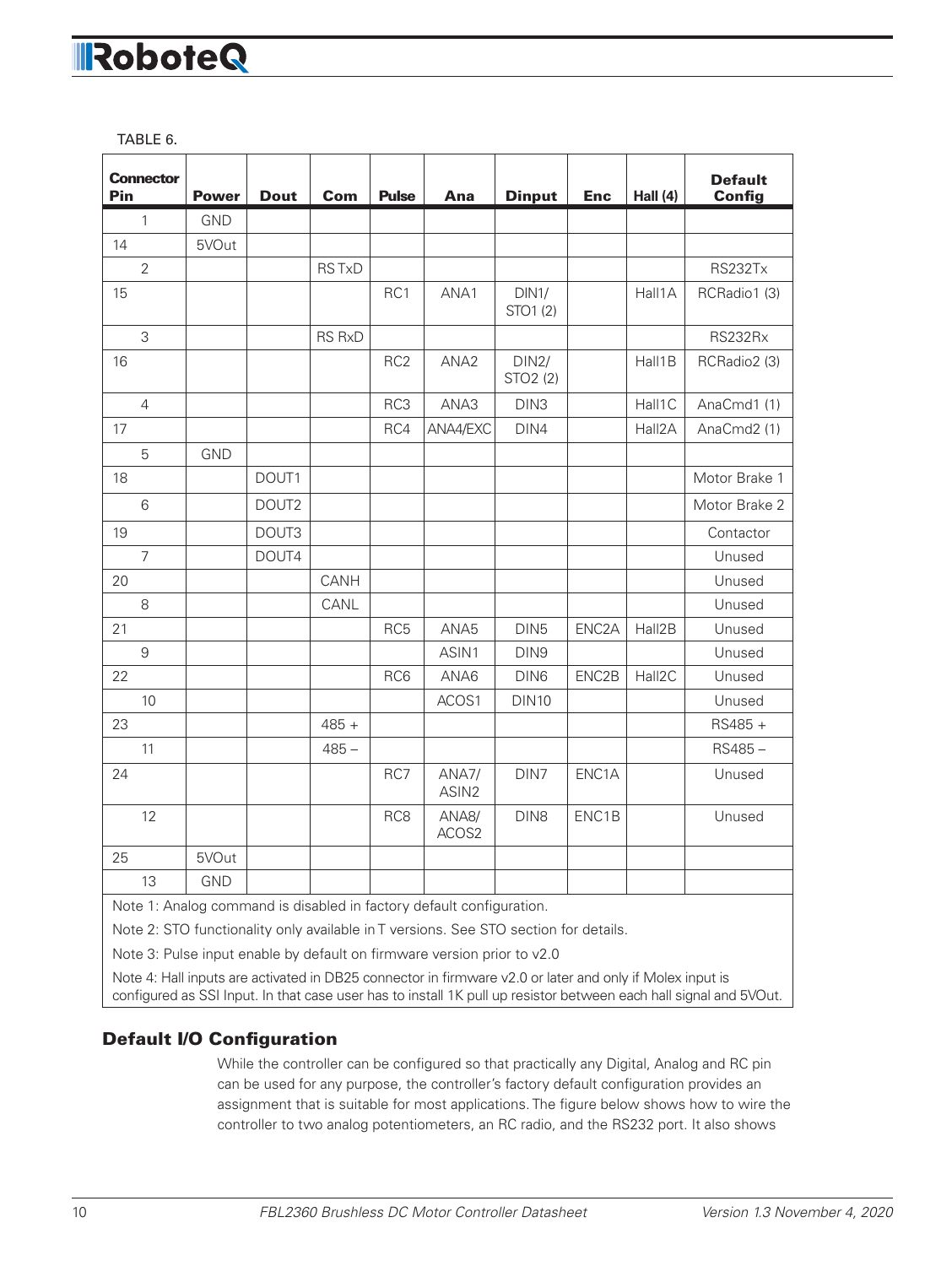TABLE 6.

| Connector Pin | Power | Dout | Com | Pulse | Ana | Dinput | Enc | Hall (4) | Default Config |
|---|---|---|---|---|---|---|---|---|---|
| 1 | GND | | | | | | | | |
| 14 | 5VOut | | | | | | | | |
| 2 | | | RS TxD | | | | | | RS232Tx |
| 15 | | | | RC1 | ANA1 | DIN1/ STO1 (2) | | Hall1A | RCRadio1 (3) |
| 3 | | | RS RxD | | | | | | RS232Rx |
| 16 | | | | RC2 | ANA2 | DIN2/ STO2 (2) | | Hall1B | RCRadio2 (3) |
| 4 | | | | RC3 | ANA3 | DIN3 | | Hall1C | AnaCmd1 (1) |
| 17 | | | | RC4 | ANA4/EXC | DIN4 | | Hall2A | AnaCmd2 (1) |
| 5 | GND | | | | | | | | |
| 18 | | DOUT1 | | | | | | | Motor Brake 1 |
| 6 | | DOUT2 | | | | | | | Motor Brake 2 |
| 19 | | DOUT3 | | | | | | | Contactor |
| 7 | | DOUT4 | | | | | | | Unused |
| 20 | | | CANH | | | | | | Unused |
| 8 | | | CANL | | | | | | Unused |
| 21 | | | | RC5 | ANA5 | DIN5 | ENC2A | Hall2B | Unused |
| 9 | | | | | ASIN1 | DIN9 | | | Unused |
| 22 | | | | RC6 | ANA6 | DIN6 | ENC2B | Hall2C | Unused |
| 10 | | | | | ACOS1 | DIN10 | | | Unused |
| 23 | | | 485 + | | | | | | RS485 + |
| 11 | | | 485 – | | | | | | RS485 – |
| 24 | | | | RC7 | ANA7/ ASIN2 | DIN7 | ENC1A | | Unused |
| 12 | | | | RC8 | ANA8/ ACOS2 | DIN8 | ENC1B | | Unused |
| 25 | 5VOut | | | | | | | | |
| 13 | GND | | | | | | | | |

Note 1: Analog command is disabled in factory default configuration.

Note 2: STO functionality only available in T versions. See STO section for details.

Note 3: Pulse input enable by default on firmware version prior to v2.0

Note 4: Hall inputs are activated in DB25 connector in firmware v2.0 or later and only if Molex input is configured as SSI Input. In that case user has to install 1K pull up resistor between each hall signal and 5VOut.

## Default I/O Configuration

While the controller can be configured so that practically any Digital, Analog and RC pin can be used for any purpose, the controller's factory default configuration provides an assignment that is suitable for most applications. The figure below shows how to wire the controller to two analog potentiometers, an RC radio, and the RS232 port. It also shows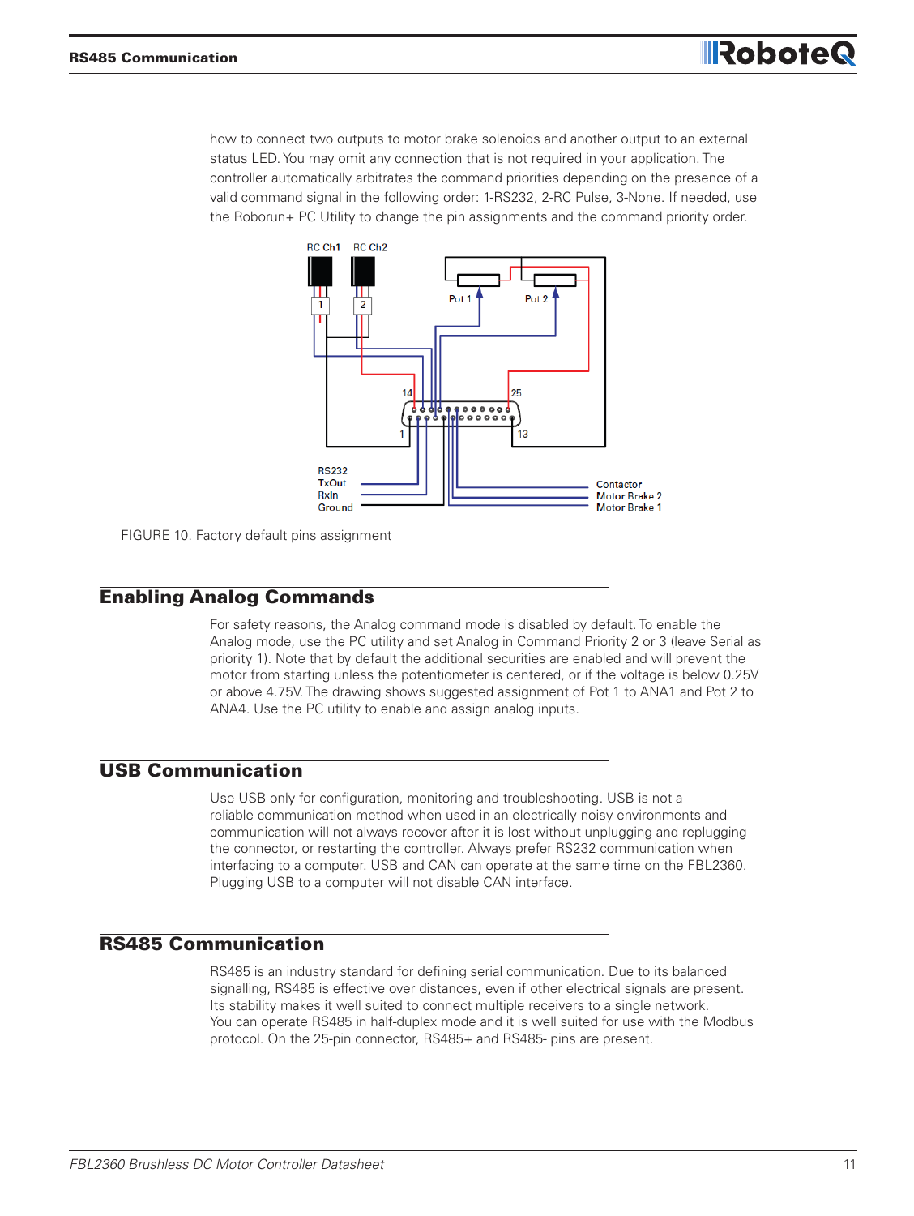how to connect two outputs to motor brake solenoids and another output to an external status LED. You may omit any connection that is not required in your application. The controller automatically arbitrates the command priorities depending on the presence of a valid command signal in the following order: 1-RS232, 2-RC Pulse, 3-None. If needed, use the Roborun+ PC Utility to change the pin assignments and the command priority order.

FIGURE 10. Factory default pins assignment

## Enabling Analog Commands

For safety reasons, the Analog command mode is disabled by default. To enable the Analog mode, use the PC utility and set Analog in Command Priority 2 or 3 (leave Serial as priority 1). Note that by default the additional securities are enabled and will prevent the motor from starting unless the potentiometer is centered, or if the voltage is below 0.25V or above 4.75V. The drawing shows suggested assignment of Pot 1 to ANA1 and Pot 2 to ANA4. Use the PC utility to enable and assign analog inputs.

## USB Communication

Use USB only for configuration, monitoring and troubleshooting. USB is not a reliable communication method when used in an electrically noisy environments and communication will not always recover after it is lost without unplugging and replugging the connector, or restarting the controller. Always prefer RS232 communication when interfacing to a computer. USB and CAN can operate at the same time on the FBL2360. Plugging USB to a computer will not disable CAN interface.

## RS485 Communication

RS485 is an industry standard for defining serial communication. Due to its balanced signalling, RS485 is effective over distances, even if other electrical signals are present. Its stability makes it well suited to connect multiple receivers to a single network.
You can operate RS485 in half-duplex mode and it is well suited for use with the Modbus protocol. On the 25-pin connector, RS485+ and RS485- pins are present.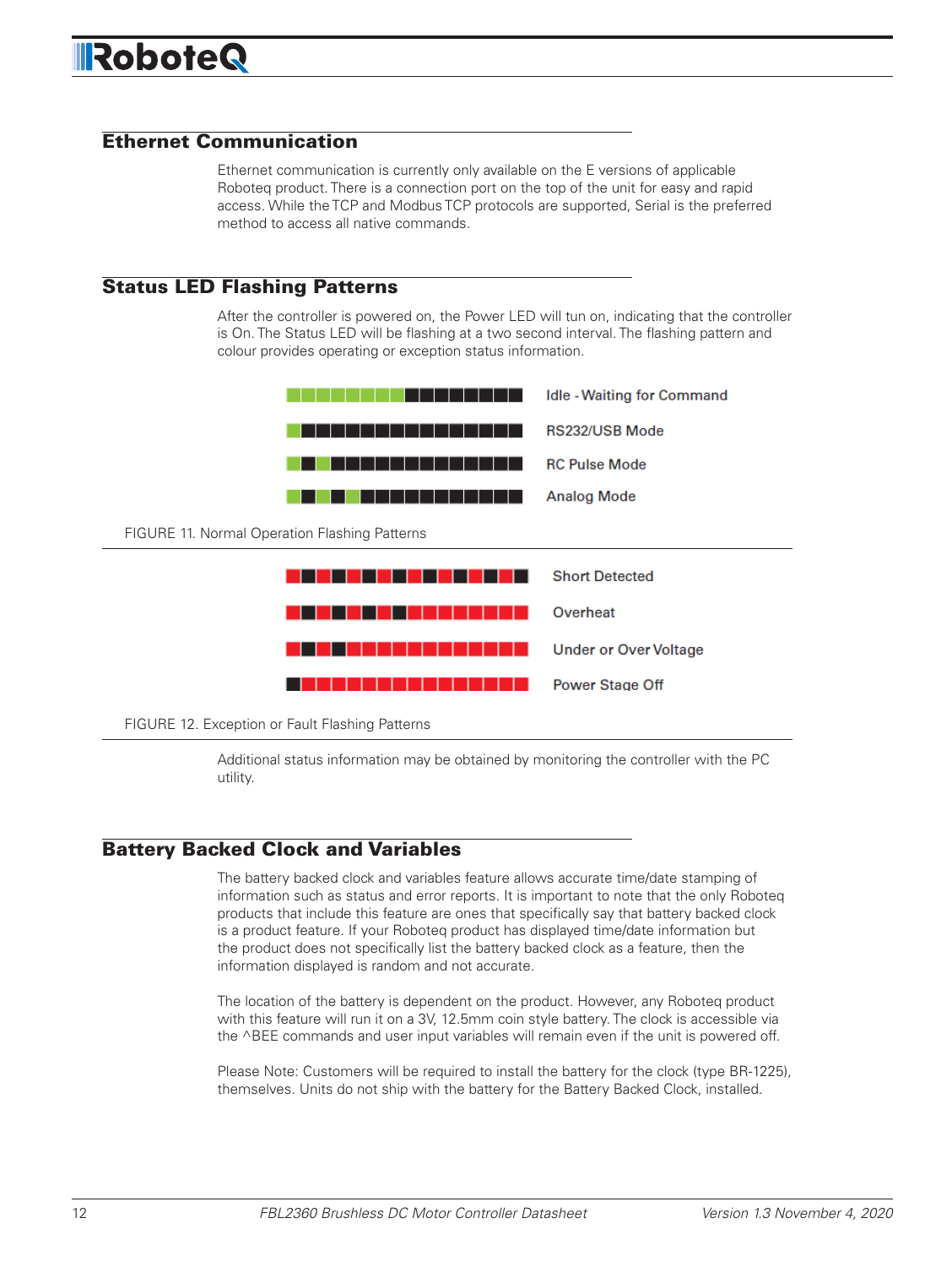## Ethernet Communication

Ethernet communication is currently only available on the E versions of applicable Roboteq product. There is a connection port on the top of the unit for easy and rapid access. While the TCP and Modbus TCP protocols are supported, Serial is the preferred method to access all native commands.

## Status LED Flashing Patterns

After the controller is powered on, the Power LED will tun on, indicating that the controller is On. The Status LED will be flashing at a two second interval. The flashing pattern and colour provides operating or exception status information.

Idle - Waiting for Command

RS232/USB Mode

RC Pulse Mode

Analog Mode

FIGURE 11. Normal Operation Flashing Patterns

Short Detected

Overheat

Under or Over Voltage

Power Stage Off

FIGURE 12. Exception or Fault Flashing Patterns

Additional status information may be obtained by monitoring the controller with the PC utility.

## Battery Backed Clock and Variables

The battery backed clock and variables feature allows accurate time/date stamping of information such as status and error reports. It is important to note that the only Roboteq products that include this feature are ones that specifically say that battery backed clock is a product feature. If your Roboteq product has displayed time/date information but the product does not specifically list the battery backed clock as a feature, then the information displayed is random and not accurate.

The location of the battery is dependent on the product. However, any Roboteq product with this feature will run it on a 3V, 12.5mm coin style battery. The clock is accessible via the ^BEE commands and user input variables will remain even if the unit is powered off.

Please Note: Customers will be required to install the battery for the clock (type BR-1225), themselves. Units do not ship with the battery for the Battery Backed Clock, installed.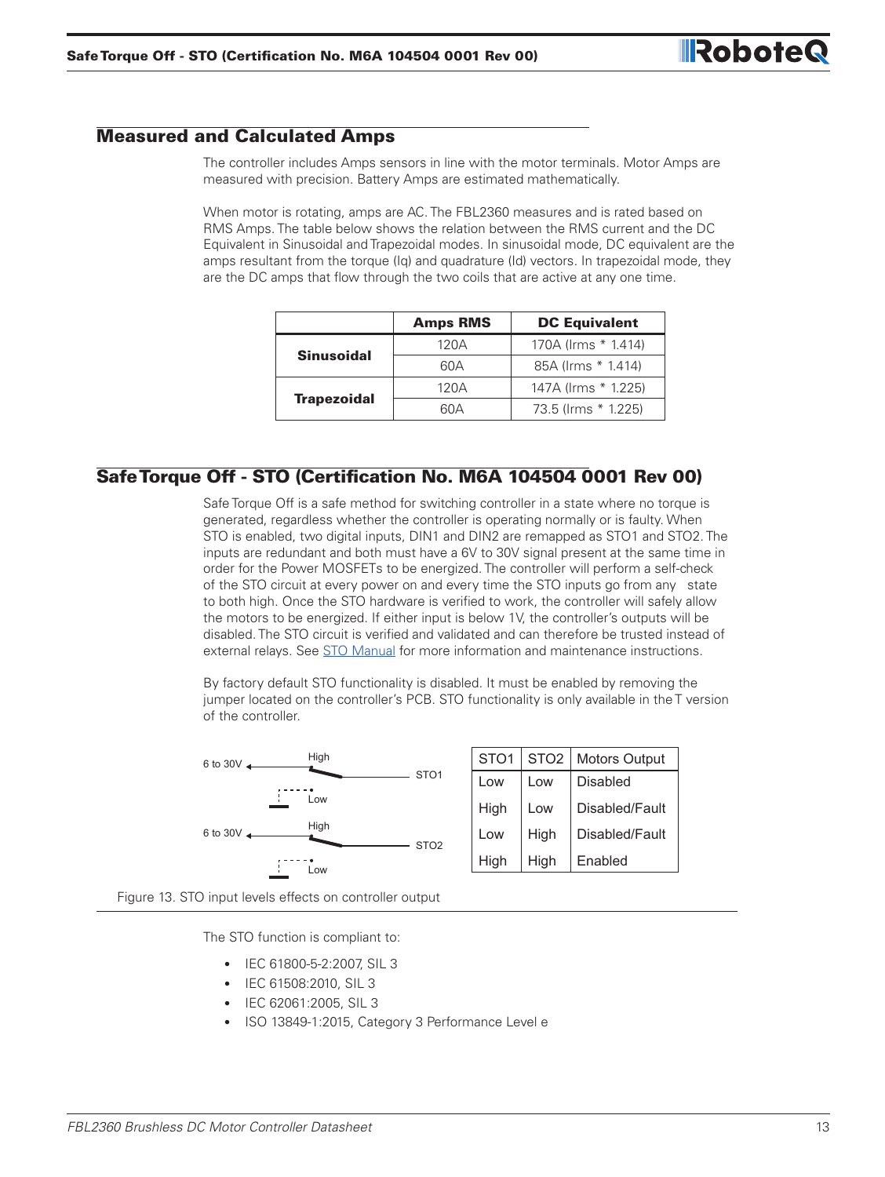## Measured and Calculated Amps

The controller includes Amps sensors in line with the motor terminals. Motor Amps are measured with precision. Battery Amps are estimated mathematically.

When motor is rotating, amps are AC. The FBL2360 measures and is rated based on RMS Amps. The table below shows the relation between the RMS current and the DC Equivalent in Sinusoidal and Trapezoidal modes. In sinusoidal mode, DC equivalent are the amps resultant from the torque (Iq) and quadrature (Id) vectors. In trapezoidal mode, they are the DC amps that flow through the two coils that are active at any one time.

| | Amps RMS | DC Equivalent |
|---|---|---|
| **Sinusoidal** | 120A | 170A (Irms * 1.414) |
| | 60A | 85A (Irms * 1.414) |
| **Trapezoidal** | 120A | 147A (Irms * 1.225) |
| | 60A | 73.5 (Irms * 1.225) |

## Safe Torque Off - STO (Certification No. M6A 104504 0001 Rev 00)

Safe Torque Off is a safe method for switching controller in a state where no torque is generated, regardless whether the controller is operating normally or is faulty. When STO is enabled, two digital inputs, DIN1 and DIN2 are remapped as STO1 and STO2. The inputs are redundant and both must have a 6V to 30V signal present at the same time in order for the Power MOSFETs to be energized. The controller will perform a self-check of the STO circuit at every power on and every time the STO inputs go from any state to both high. Once the STO hardware is verified to work, the controller will safely allow the motors to be energized. If either input is below 1V, the controller's outputs will be disabled. The STO circuit is verified and validated and can therefore be trusted instead of external relays. See STO Manual for more information and maintenance instructions.

By factory default STO functionality is disabled. It must be enabled by removing the jumper located on the controller's PCB. STO functionality is only available in the T version of the controller.

6 to 30V — High — STO1 — Low

6 to 30V — High — STO2 — Low

| STO1 | STO2 | Motors Output |
|---|---|---|
| Low | Low | Disabled |
| High | Low | Disabled/Fault |
| Low | High | Disabled/Fault |
| High | High | Enabled |

Figure 13. STO input levels effects on controller output

The STO function is compliant to:

- IEC 61800-5-2:2007, SIL 3
- IEC 61508:2010, SIL 3
- IEC 62061:2005, SIL 3
- ISO 13849-1:2015, Category 3 Performance Level e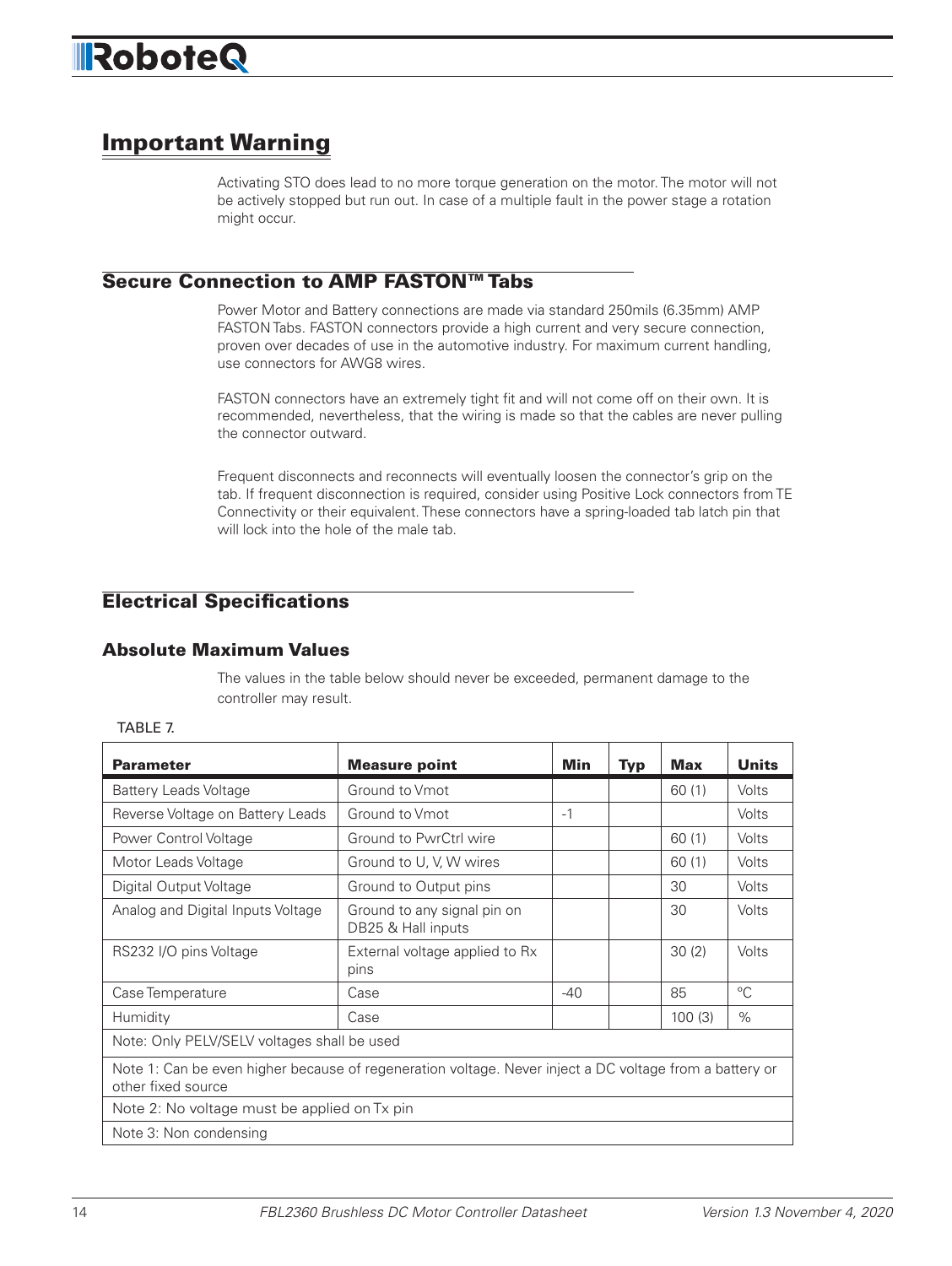## Important Warning

Activating STO does lead to no more torque generation on the motor. The motor will not be actively stopped but run out. In case of a multiple fault in the power stage a rotation might occur.

## Secure Connection to AMP FASTON™ Tabs

Power Motor and Battery connections are made via standard 250mils (6.35mm) AMP FASTON Tabs. FASTON connectors provide a high current and very secure connection, proven over decades of use in the automotive industry. For maximum current handling, use connectors for AWG8 wires.

FASTON connectors have an extremely tight fit and will not come off on their own. It is recommended, nevertheless, that the wiring is made so that the cables are never pulling the connector outward.

Frequent disconnects and reconnects will eventually loosen the connector's grip on the tab. If frequent disconnection is required, consider using Positive Lock connectors from TE Connectivity or their equivalent. These connectors have a spring-loaded tab latch pin that will lock into the hole of the male tab.

## Electrical Specifications

### Absolute Maximum Values

The values in the table below should never be exceeded, permanent damage to the controller may result.

TABLE 7.

| Parameter | Measure point | Min | Typ | Max | Units |
|---|---|---|---|---|---|
| Battery Leads Voltage | Ground to Vmot | | | 60 (1) | Volts |
| Reverse Voltage on Battery Leads | Ground to Vmot | -1 | | | Volts |
| Power Control Voltage | Ground to PwrCtrl wire | | | 60 (1) | Volts |
| Motor Leads Voltage | Ground to U, V, W wires | | | 60 (1) | Volts |
| Digital Output Voltage | Ground to Output pins | | | 30 | Volts |
| Analog and Digital Inputs Voltage | Ground to any signal pin on DB25 & Hall inputs | | | 30 | Volts |
| RS232 I/O pins Voltage | External voltage applied to Rx pins | | | 30 (2) | Volts |
| Case Temperature | Case | -40 | | 85 | °C |
| Humidity | Case | | | 100 (3) | % |
| Note: Only PELV/SELV voltages shall be used | | | | | |
| Note 1: Can be even higher because of regeneration voltage. Never inject a DC voltage from a battery or other fixed source | | | | | |
| Note 2: No voltage must be applied on Tx pin | | | | | |
| Note 3: Non condensing | | | | | |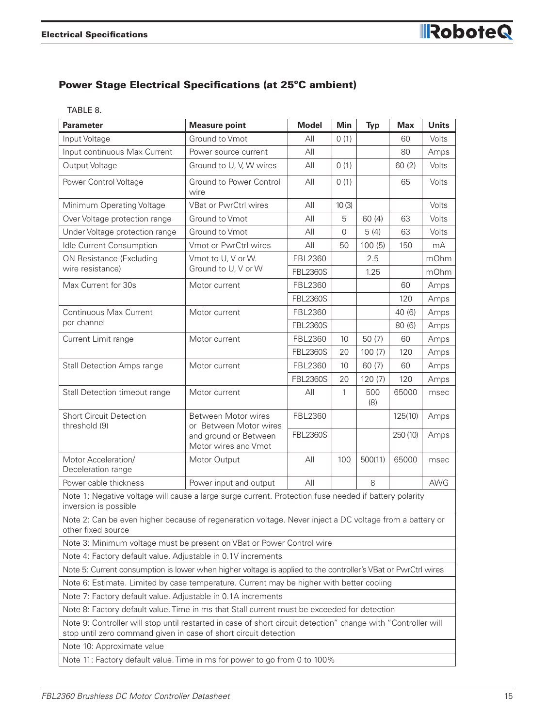## Power Stage Electrical Specifications (at 25ºC ambient)

TABLE 8.

| Parameter | Measure point | Model | Min | Typ | Max | Units |
|---|---|---|---|---|---|---|
| Input Voltage | Ground to Vmot | All | 0 (1) | | 60 | Volts |
| Input continuous Max Current | Power source current | All | | | 80 | Amps |
| Output Voltage | Ground to U, V, W wires | All | 0 (1) | | 60 (2) | Volts |
| Power Control Voltage | Ground to Power Control wire | All | 0 (1) | | 65 | Volts |
| Minimum Operating Voltage | VBat or PwrCtrl wires | All | 10 (3) | | | Volts |
| Over Voltage protection range | Ground to Vmot | All | 5 | 60 (4) | 63 | Volts |
| Under Voltage protection range | Ground to Vmot | All | 0 | 5 (4) | 63 | Volts |
| Idle Current Consumption | Vmot or PwrCtrl wires | All | 50 | 100 (5) | 150 | mA |
| ON Resistance (Excluding wire resistance) | Vmot to U, V or W. Ground to U, V or W | FBL2360 | | 2.5 | | mOhm |
| | | FBL2360S | | 1.25 | | mOhm |
| Max Current for 30s | Motor current | FBL2360 | | | 60 | Amps |
| | | FBL2360S | | | 120 | Amps |
| Continuous Max Current per channel | Motor current | FBL2360 | | | 40 (6) | Amps |
| | | FBL2360S | | | 80 (6) | Amps |
| Current Limit range | Motor current | FBL2360 | 10 | 50 (7) | 60 | Amps |
| | | FBL2360S | 20 | 100 (7) | 120 | Amps |
| Stall Detection Amps range | Motor current | FBL2360 | 10 | 60 (7) | 60 | Amps |
| | | FBL2360S | 20 | 120 (7) | 120 | Amps |
| Stall Detection timeout range | Motor current | All | 1 | 500 (8) | 65000 | msec |
| Short Circuit Detection threshold (9) | Between Motor wires or Between Motor wires and ground or Between Motor wires and Vmot | FBL2360 | | | 125(10) | Amps |
| | | FBL2360S | | | 250 (10) | Amps |
| Motor Acceleration/ Deceleration range | Motor Output | All | 100 | 500(11) | 65000 | msec |
| Power cable thickness | Power input and output | All | | 8 | | AWG |

Note 1: Negative voltage will cause a large surge current. Protection fuse needed if battery polarity inversion is possible

Note 2: Can be even higher because of regeneration voltage. Never inject a DC voltage from a battery or other fixed source

Note 3: Minimum voltage must be present on VBat or Power Control wire

Note 4: Factory default value. Adjustable in 0.1V increments

Note 5: Current consumption is lower when higher voltage is applied to the controller's VBat or PwrCtrl wires

Note 6: Estimate. Limited by case temperature. Current may be higher with better cooling

Note 7: Factory default value. Adjustable in 0.1A increments

Note 8: Factory default value. Time in ms that Stall current must be exceeded for detection

Note 9: Controller will stop until restarted in case of short circuit detection" change with "Controller will stop until zero command given in case of short circuit detection

Note 10: Approximate value

Note 11: Factory default value. Time in ms for power to go from 0 to 100%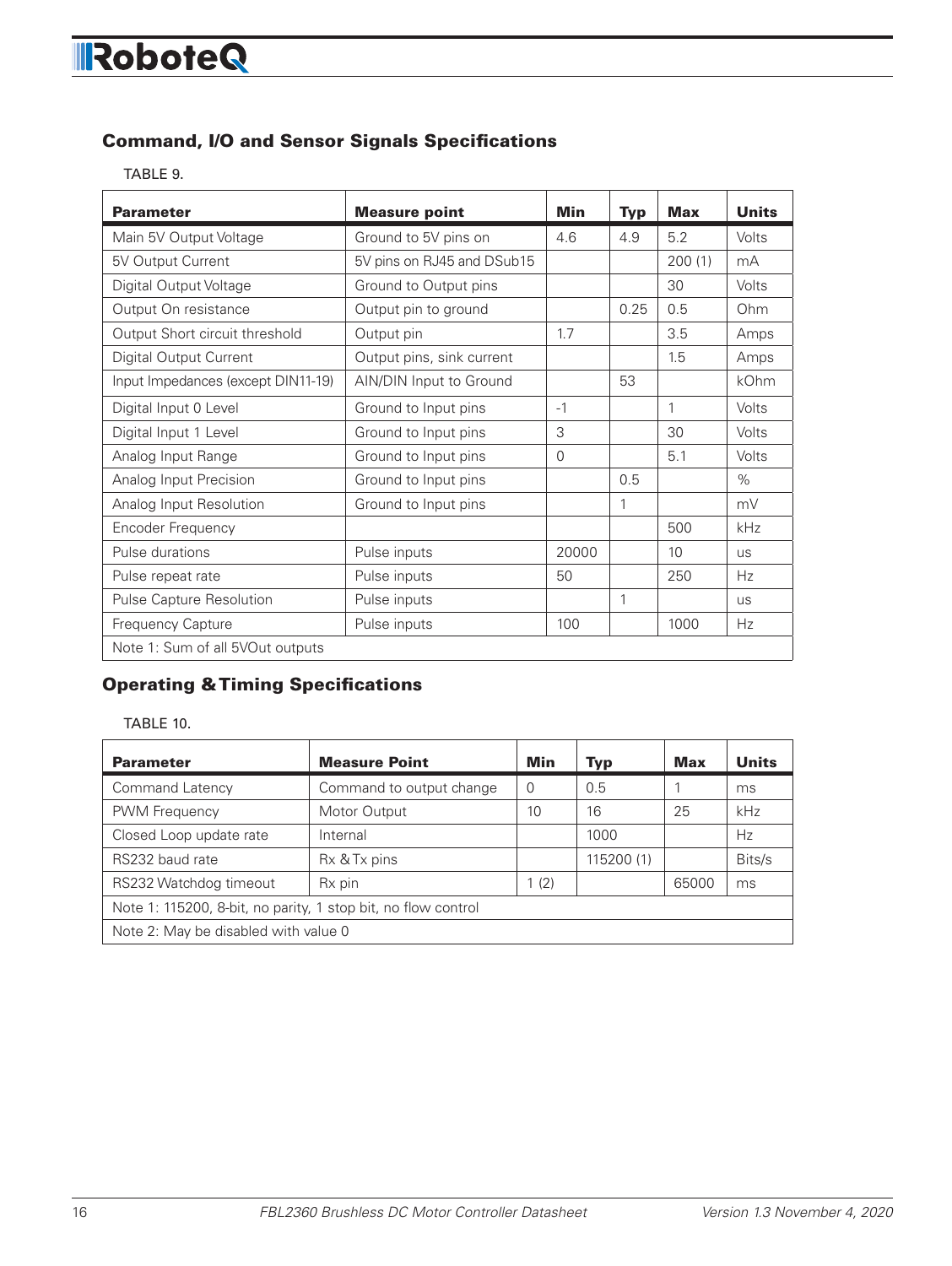## Command, I/O and Sensor Signals Specifications

TABLE 9.

| Parameter | Measure point | Min | Typ | Max | Units |
|---|---|---|---|---|---|
| Main 5V Output Voltage | Ground to 5V pins on | 4.6 | 4.9 | 5.2 | Volts |
| 5V Output Current | 5V pins on RJ45 and DSub15 | | | 200 (1) | mA |
| Digital Output Voltage | Ground to Output pins | | | 30 | Volts |
| Output On resistance | Output pin to ground | | 0.25 | 0.5 | Ohm |
| Output Short circuit threshold | Output pin | 1.7 | | 3.5 | Amps |
| Digital Output Current | Output pins, sink current | | | 1.5 | Amps |
| Input Impedances (except DIN11-19) | AIN/DIN Input to Ground | | 53 | | kOhm |
| Digital Input 0 Level | Ground to Input pins | -1 | | 1 | Volts |
| Digital Input 1 Level | Ground to Input pins | 3 | | 30 | Volts |
| Analog Input Range | Ground to Input pins | 0 | | 5.1 | Volts |
| Analog Input Precision | Ground to Input pins | | 0.5 | | % |
| Analog Input Resolution | Ground to Input pins | | 1 | | mV |
| Encoder Frequency | | | | 500 | kHz |
| Pulse durations | Pulse inputs | 20000 | | 10 | us |
| Pulse repeat rate | Pulse inputs | 50 | | 250 | Hz |
| Pulse Capture Resolution | Pulse inputs | | 1 | | us |
| Frequency Capture | Pulse inputs | 100 | | 1000 | Hz |
| Note 1: Sum of all 5VOut outputs | | | | | |

## Operating & Timing Specifications

TABLE 10.

| Parameter | Measure Point | Min | Typ | Max | Units |
|---|---|---|---|---|---|
| Command Latency | Command to output change | 0 | 0.5 | 1 | ms |
| PWM Frequency | Motor Output | 10 | 16 | 25 | kHz |
| Closed Loop update rate | Internal | | 1000 | | Hz |
| RS232 baud rate | Rx & Tx pins | | 115200 (1) | | Bits/s |
| RS232 Watchdog timeout | Rx pin | 1 (2) | | 65000 | ms |
| Note 1: 115200, 8-bit, no parity, 1 stop bit, no flow control | | | | | |
| Note 2: May be disabled with value 0 | | | | | |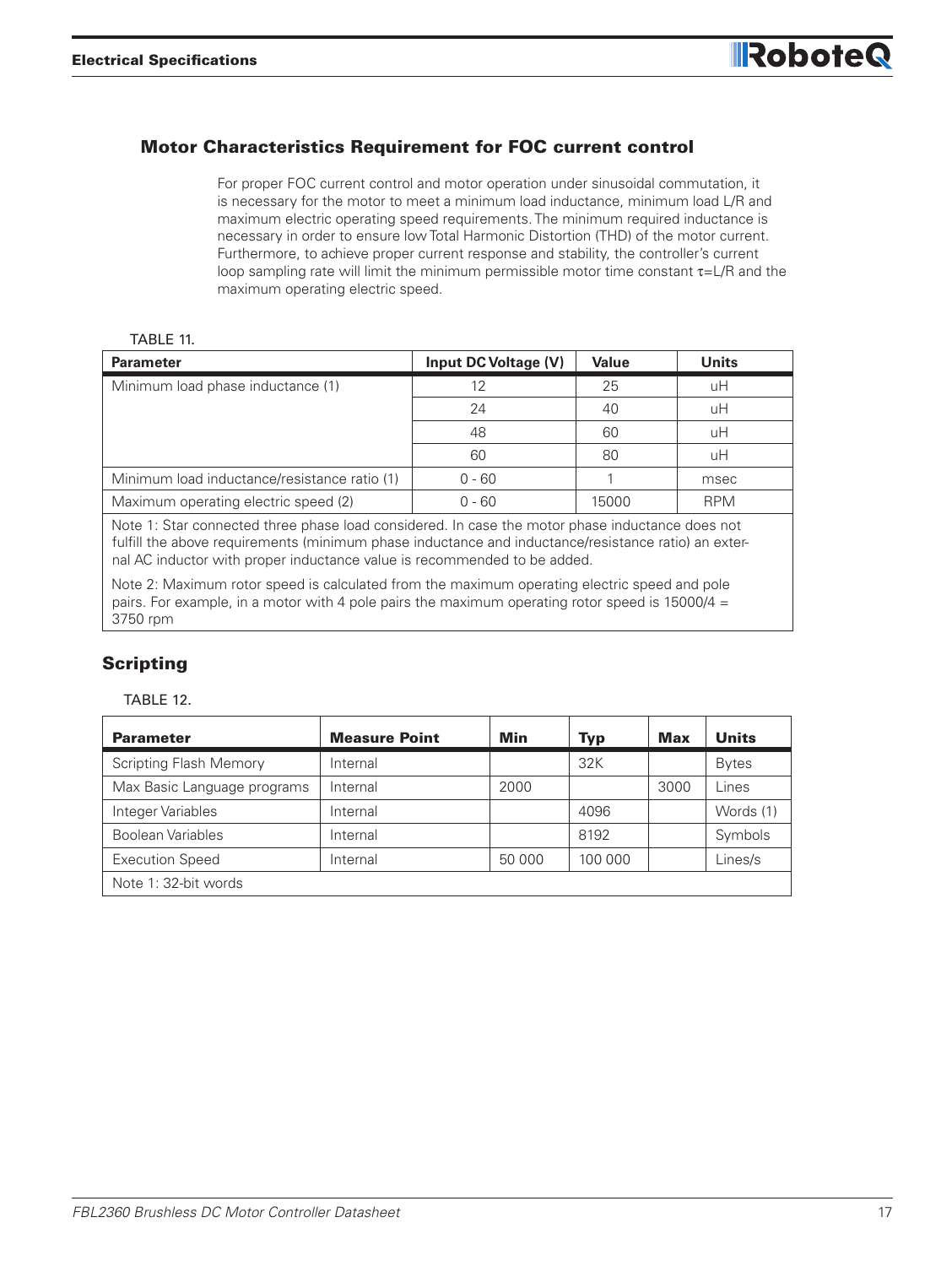## Motor Characteristics Requirement for FOC current control

For proper FOC current control and motor operation under sinusoidal commutation, it is necessary for the motor to meet a minimum load inductance, minimum load L/R and maximum electric operating speed requirements. The minimum required inductance is necessary in order to ensure low Total Harmonic Distortion (THD) of the motor current. Furthermore, to achieve proper current response and stability, the controller's current loop sampling rate will limit the minimum permissible motor time constant $\tau$=L/R and the maximum operating electric speed.

TABLE 11.

| Parameter | Input DC Voltage (V) | Value | Units |
|---|---|---|---|
| Minimum load phase inductance (1) | 12 | 25 | uH |
| | 24 | 40 | uH |
| | 48 | 60 | uH |
| | 60 | 80 | uH |
| Minimum load inductance/resistance ratio (1) | 0 - 60 | 1 | msec |
| Maximum operating electric speed (2) | 0 - 60 | 15000 | RPM |

Note 1: Star connected three phase load considered. In case the motor phase inductance does not fulfill the above requirements (minimum phase inductance and inductance/resistance ratio) an external AC inductor with proper inductance value is recommended to be added.

Note 2: Maximum rotor speed is calculated from the maximum operating electric speed and pole pairs. For example, in a motor with 4 pole pairs the maximum operating rotor speed is 15000/4 = 3750 rpm

## Scripting

TABLE 12.

| Parameter | Measure Point | Min | Typ | Max | Units |
|---|---|---|---|---|---|
| Scripting Flash Memory | Internal | | 32K | | Bytes |
| Max Basic Language programs | Internal | 2000 | | 3000 | Lines |
| Integer Variables | Internal | | 4096 | | Words (1) |
| Boolean Variables | Internal | | 8192 | | Symbols |
| Execution Speed | Internal | 50 000 | 100 000 | | Lines/s |

Note 1: 32-bit words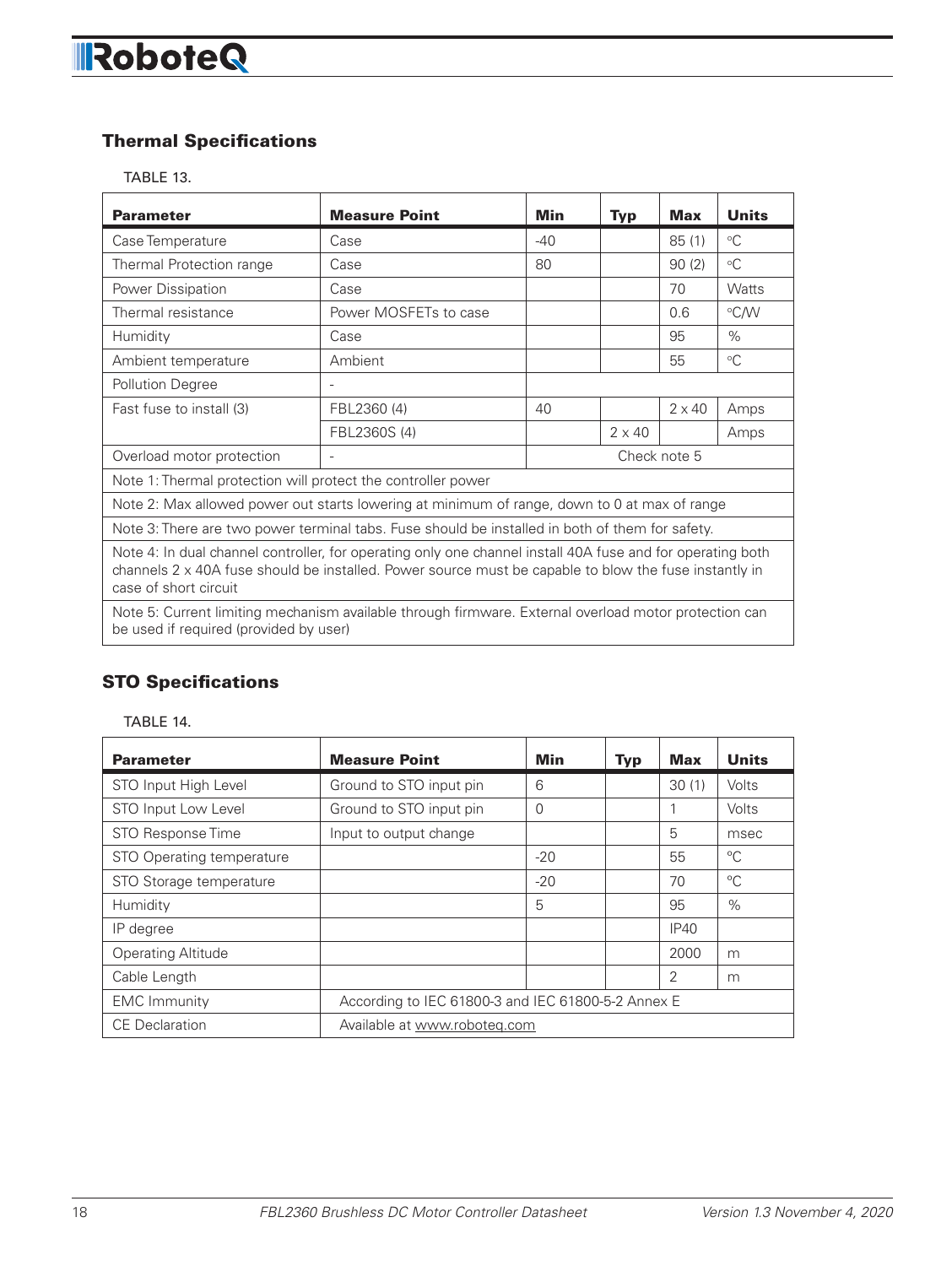## Thermal Specifications

TABLE 13.

| Parameter | Measure Point | Min | Typ | Max | Units |
|---|---|---|---|---|---|
| Case Temperature | Case | -40 | | 85 (1) | °C |
| Thermal Protection range | Case | 80 | | 90 (2) | °C |
| Power Dissipation | Case | | | 70 | Watts |
| Thermal resistance | Power MOSFETs to case | | | 0.6 | °C/W |
| Humidity | Case | | | 95 | % |
| Ambient temperature | Ambient | | | 55 | °C |
| Pollution Degree | - | | | | |
| Fast fuse to install (3) | FBL2360 (4) | 40 | | 2 x 40 | Amps |
| | FBL2360S (4) | | 2 x 40 | | Amps |
| Overload motor protection | - | Check note 5 | | | |
| Note 1: Thermal protection will protect the controller power | | | | | |
| Note 2: Max allowed power out starts lowering at minimum of range, down to 0 at max of range | | | | | |
| Note 3: There are two power terminal tabs. Fuse should be installed in both of them for safety. | | | | | |
| Note 4: In dual channel controller, for operating only one channel install 40A fuse and for operating both channels 2 x 40A fuse should be installed. Power source must be capable to blow the fuse instantly in case of short circuit | | | | | |
| Note 5: Current limiting mechanism available through firmware. External overload motor protection can be used if required (provided by user) | | | | | |

## STO Specifications

TABLE 14.

| Parameter | Measure Point | Min | Typ | Max | Units |
|---|---|---|---|---|---|
| STO Input High Level | Ground to STO input pin | 6 | | 30 (1) | Volts |
| STO Input Low Level | Ground to STO input pin | 0 | | 1 | Volts |
| STO Response Time | Input to output change | | | 5 | msec |
| STO Operating temperature | | -20 | | 55 | °C |
| STO Storage temperature | | -20 | | 70 | °C |
| Humidity | | 5 | | 95 | % |
| IP degree | | | | IP40 | |
| Operating Altitude | | | | 2000 | m |
| Cable Length | | | | 2 | m |
| EMC Immunity | According to IEC 61800-3 and IEC 61800-5-2 Annex E | | | | |
| CE Declaration | Available at www.roboteq.com | | | | |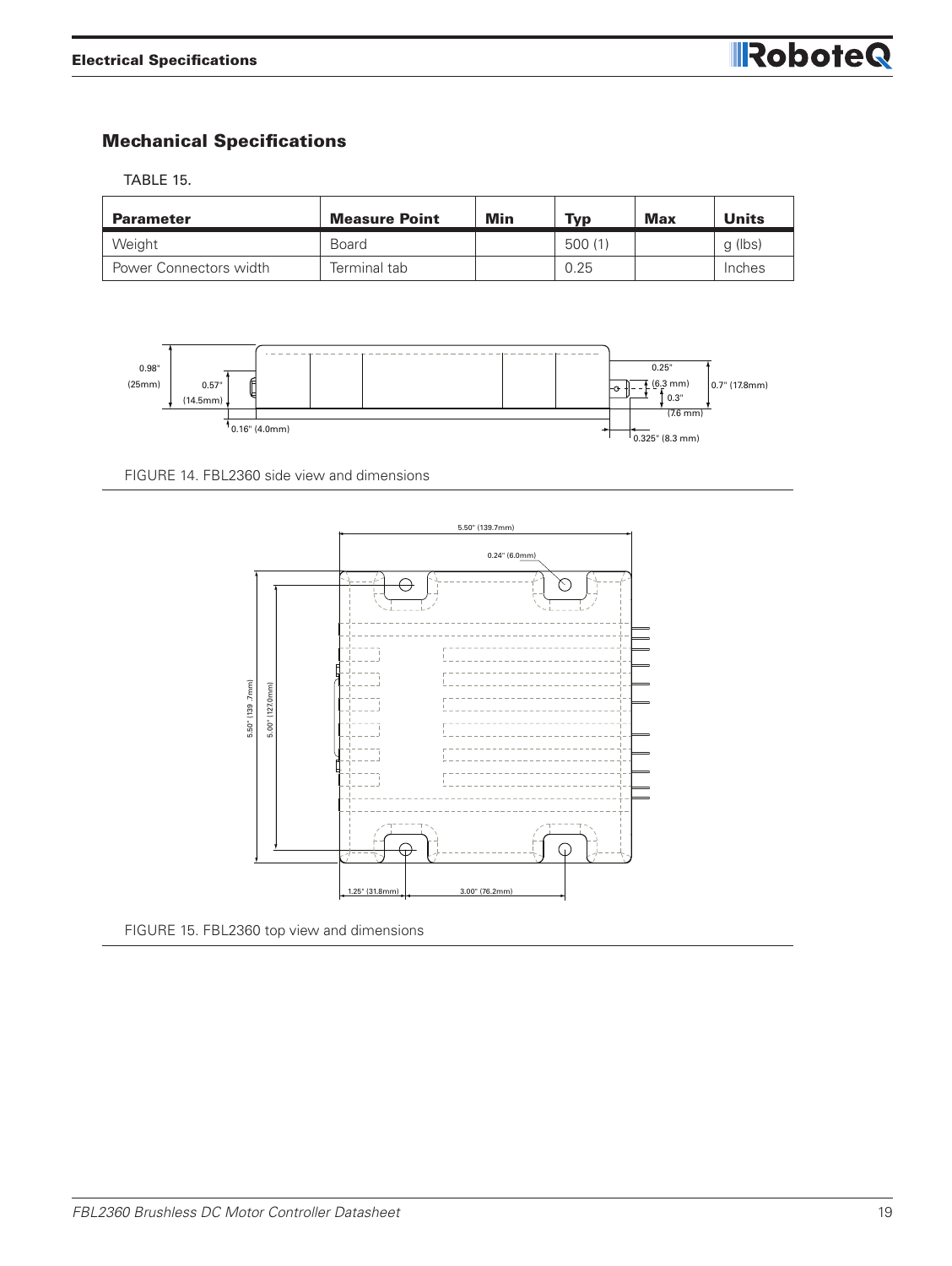## Mechanical Specifications

TABLE 15.

| Parameter | Measure Point | Min | Typ | Max | Units |
|---|---|---|---|---|---|
| Weight | Board | | 500 (1) | | g (lbs) |
| Power Connectors width | Terminal tab | | 0.25 | | Inches |

FIGURE 14. FBL2360 side view and dimensions

FIGURE 15. FBL2360 top view and dimensions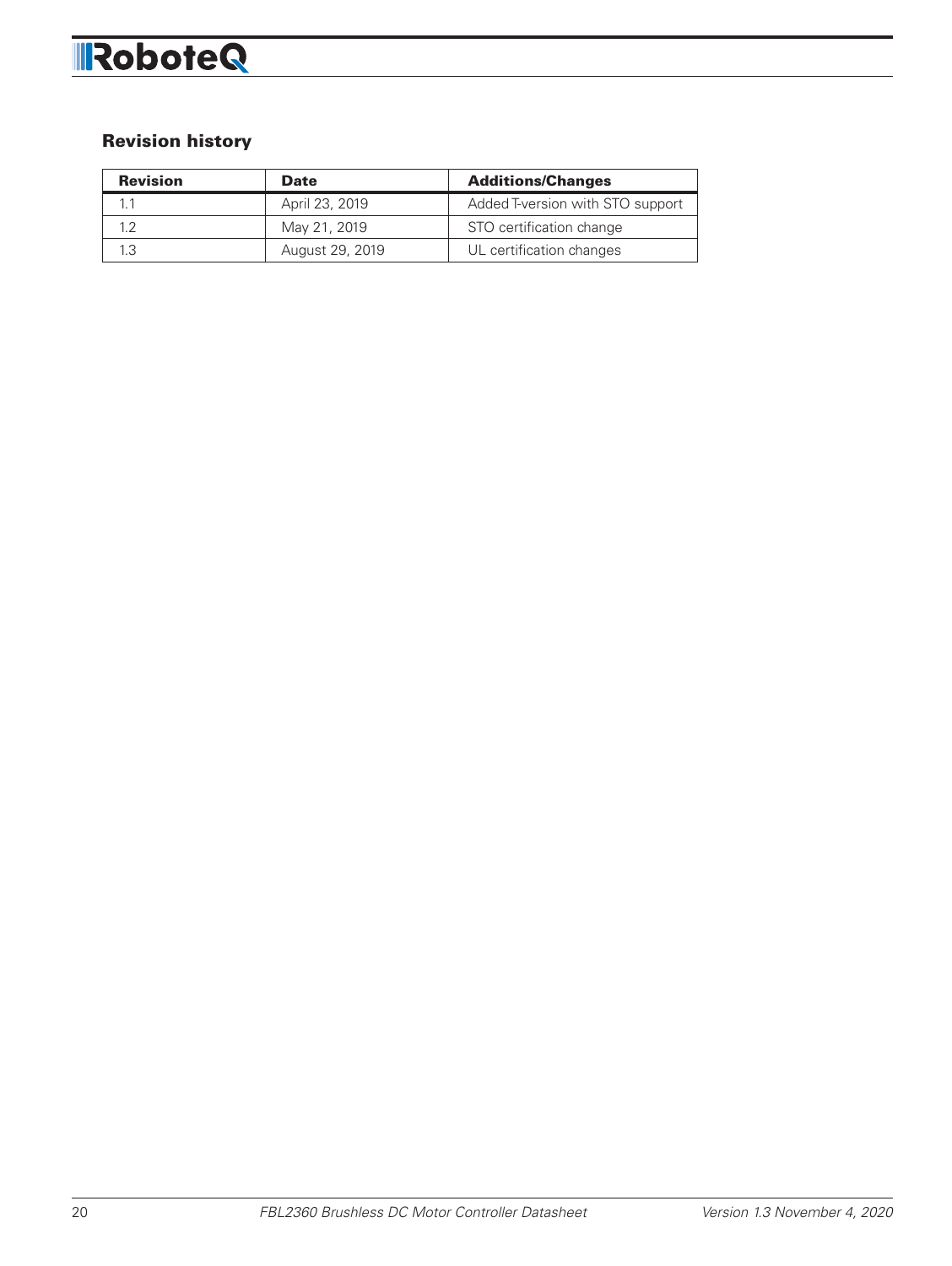## Revision history

| Revision | Date | Additions/Changes |
| --- | --- | --- |
| 1.1 | April 23, 2019 | Added T-version with STO support |
| 1.2 | May 21, 2019 | STO certification change |
| 1.3 | August 29, 2019 | UL certification changes |